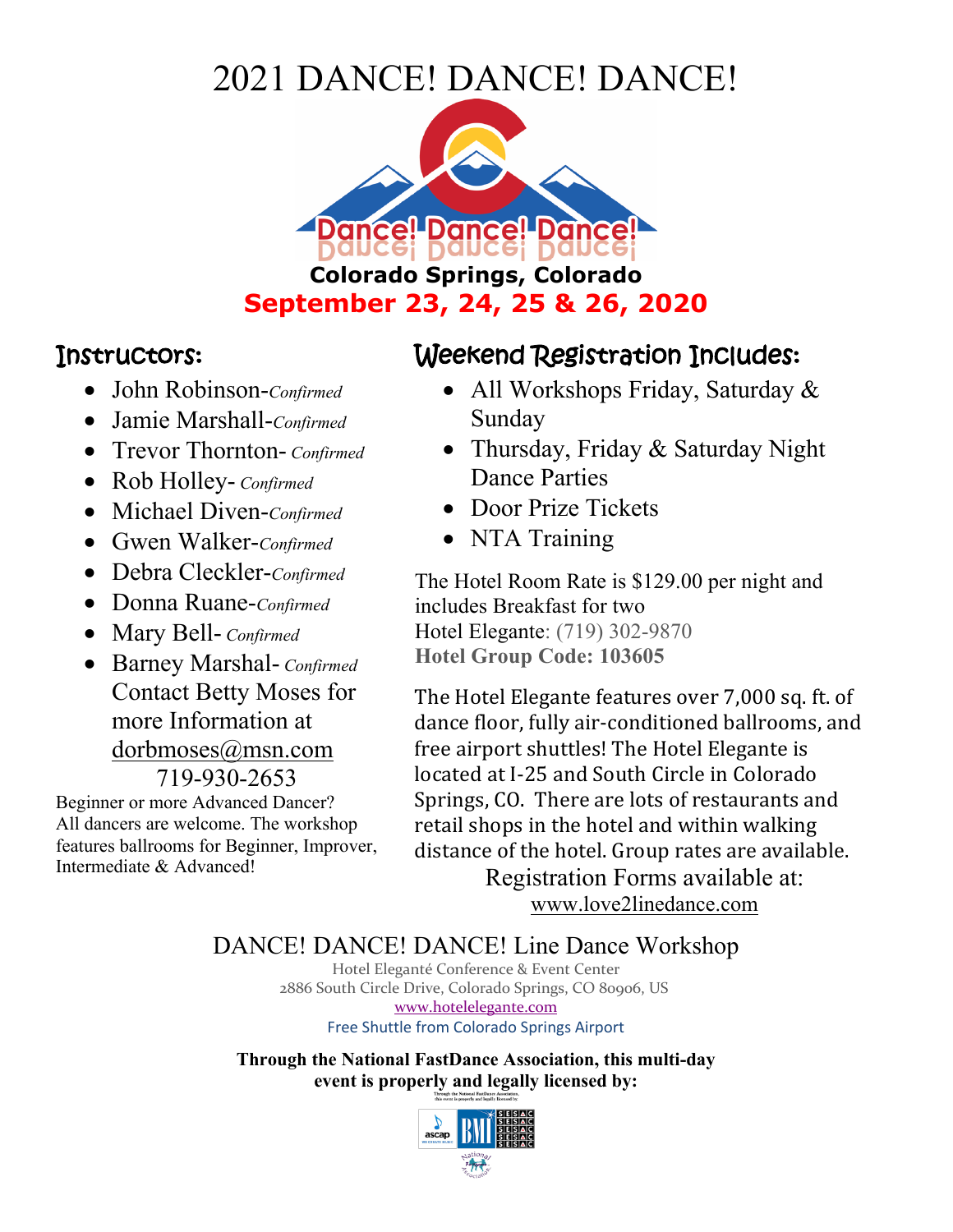# 2021 DANCE! DANCE! DANCE!

Dance! Dance! Dance!

**Colorado Springs, Colorado**

**September 23, 24, 25 & 26, 2020**

## Instructors:

- John Robinson-*Confirmed*
- Jamie Marshall-*Confirmed*
- Trevor Thornton- *Confirmed*
- Rob Holley- *Confirmed*
- Michael Diven-*Confirmed*
- Gwen Walker-*Confirmed*
- Debra Cleckler-*Confirmed*
- Donna Ruane-*Confirmed*
- Mary Bell- *Confirmed*
- Barney Marshal- *Confirmed*

Contact Betty Moses for more Information at dorbmoses@msn.com 719-930-2653

Beginner or more Advanced Dancer? All dancers are welcome. The workshop features ballrooms for Beginner, Improver, Intermediate & Advanced!

## Weekend Registration Includes:

- All Workshops Friday, Saturday & Sunday
- Thursday, Friday & Saturday Night Dance Parties
- Door Prize Tickets
- NTA Training

The Hotel Room Rate is $129.00 per night and includes Breakfast for two
Hotel Elegante: (719) 302-9870
**Hotel Group Code: 103605**

The Hotel Elegante features over 7,000 sq. ft. of dance floor, fully air-conditioned ballrooms, and free airport shuttles! The Hotel Elegante is located at I-25 and South Circle in Colorado Springs, CO. There are lots of restaurants and retail shops in the hotel and within walking distance of the hotel. Group rates are available.

Registration Forms available at:
www.love2linedance.com

DANCE! DANCE! DANCE! Line Dance Workshop

Hotel Elegantè Conference & Event Center
2886 South Circle Drive, Colorado Springs, CO 80906, US
www.hotelelegante.com
Free Shuttle from Colorado Springs Airport

**Through the National FastDance Association, this multi-day event is properly and legally licensed by:**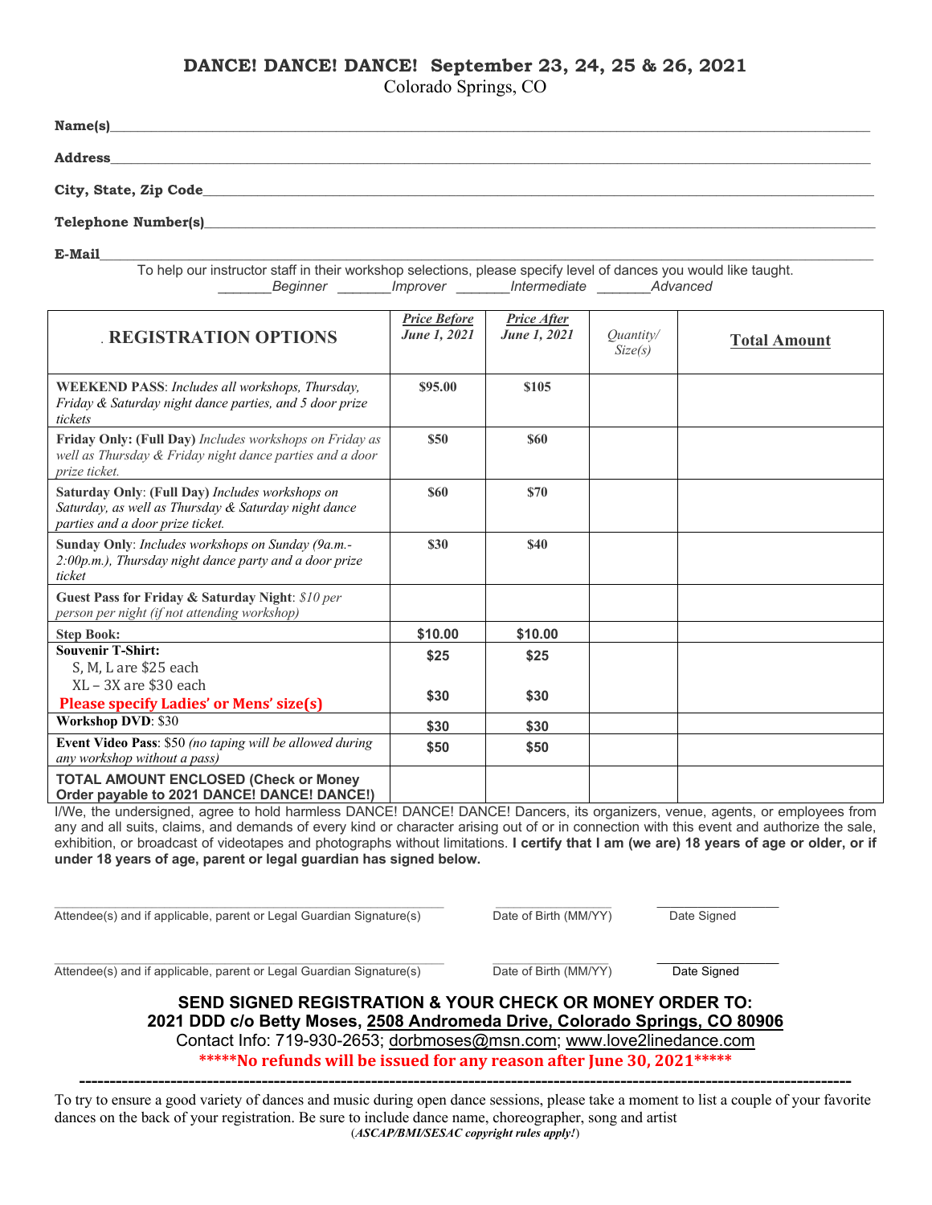# DANCE! DANCE! DANCE! September 23, 24, 25 & 26, 2021

Colorado Springs, CO

**Name(s)**\_\_\_\_\_\_\_\_\_\_\_\_\_\_\_\_\_\_\_\_\_\_\_\_\_\_\_\_\_\_\_\_\_\_\_\_\_\_\_\_

**Address**\_\_\_\_\_\_\_\_\_\_\_\_\_\_\_\_\_\_\_\_\_\_\_\_\_\_\_\_\_\_\_\_\_\_\_\_\_\_\_\_

**City, State, Zip Code**\_\_\_\_\_\_\_\_\_\_\_\_\_\_\_\_\_\_\_\_\_\_\_\_\_\_\_\_\_\_\_\_

**Telephone Number(s)**\_\_\_\_\_\_\_\_\_\_\_\_\_\_\_\_\_\_\_\_\_\_\_\_\_\_\_\_\_\_\_\_

**E-Mail**\_\_\_\_\_\_\_\_\_\_\_\_\_\_\_\_\_\_\_\_\_\_\_\_\_\_\_\_\_\_\_\_\_\_\_\_\_\_\_\_

To help our instructor staff in their workshop selections, please specify level of dances you would like taught.

_______*Beginner* _______*Improver* _______*Intermediate* _______*Advanced*

| REGISTRATION OPTIONS | *Price Before June 1, 2021* | *Price After June 1, 2021* | *Quantity/ Size(s)* | Total Amount |
|---|---|---|---|---|
| **WEEKEND PASS**: *Includes all workshops, Thursday, Friday & Saturday night dance parties, and 5 door prize tickets* | $95.00 | $105 | | |
| **Friday Only: (Full Day)** *Includes workshops on Friday as well as Thursday & Friday night dance parties and a door prize ticket.* | $50 | $60 | | |
| **Saturday Only**: **(Full Day)** *Includes workshops on Saturday, as well as Thursday & Saturday night dance parties and a door prize ticket.* | $60 | $70 | | |
| **Sunday Only**: *Includes workshops on Sunday (9a.m.-2:00p.m.), Thursday night dance party and a door prize ticket* | $30 | $40 | | |
| **Guest Pass for Friday & Saturday Night**: *$10 per person per night (if not attending workshop)* | | | | |
| **Step Book:** | $10.00 | $10.00 | | |
| **Souvenir T-Shirt:** S, M, L are $25 each; XL – 3X are $30 each; **Please specify Ladies' or Mens' size(s)** | $25 / $30 | $25 / $30 | | |
| **Workshop DVD**: $30 | $30 | $30 | | |
| **Event Video Pass**: $50 *(no taping will be allowed during any workshop without a pass)* | $50 | $50 | | |
| **TOTAL AMOUNT ENCLOSED (Check or Money Order payable to 2021 DANCE! DANCE! DANCE!)** | | | | |

I/We, the undersigned, agree to hold harmless DANCE! DANCE! DANCE! Dancers, its organizers, venue, agents, or employees from any and all suits, claims, and demands of every kind or character arising out of or in connection with this event and authorize the sale, exhibition, or broadcast of videotapes and photographs without limitations. **I certify that I am (we are) 18 years of age or older, or if under 18 years of age, parent or legal guardian has signed below.**

\_\_\_\_\_\_\_\_\_\_\_\_\_\_\_\_\_\_\_\_\_\_\_\_ \_\_\_\_\_\_\_\_\_\_ \_\_\_\_\_\_\_\_\_\_

Attendee(s) and if applicable, parent or Legal Guardian Signature(s) — Date of Birth (MM/YY) — Date Signed

\_\_\_\_\_\_\_\_\_\_\_\_\_\_\_\_\_\_\_\_\_\_\_\_ \_\_\_\_\_\_\_\_\_\_ \_\_\_\_\_\_\_\_\_\_

Attendee(s) and if applicable, parent or Legal Guardian Signature(s) — Date of Birth (MM/YY) — Date Signed

**SEND SIGNED REGISTRATION & YOUR CHECK OR MONEY ORDER TO:**
**2021 DDD c/o Betty Moses, 2508 Andromeda Drive, Colorado Springs, CO 80906**
Contact Info: 719-930-2653; dorbmoses@msn.com; www.love2linedance.com

**\*\*\*\*\*No refunds will be issued for any reason after June 30, 2021\*\*\*\*\***

---

To try to ensure a good variety of dances and music during open dance sessions, please take a moment to list a couple of your favorite dances on the back of your registration. Be sure to include dance name, choreographer, song and artist

(*ASCAP/BMI/SESAC copyright rules apply!*)